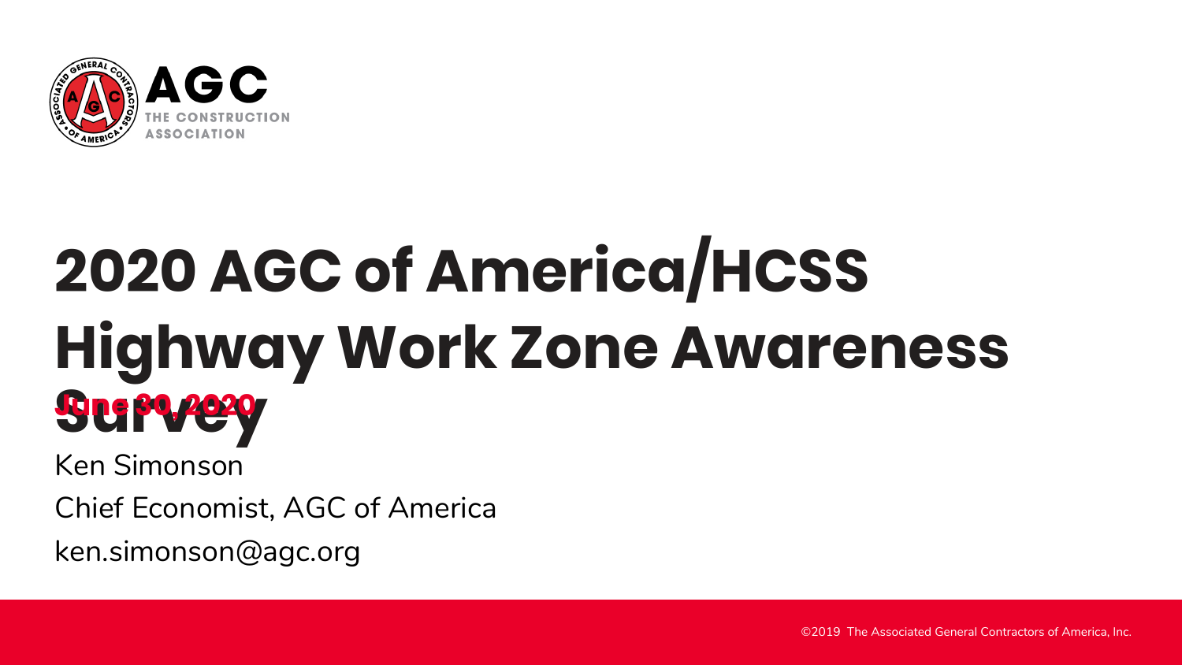# 2020 AGC of America/HCSS Highway Work Zone Awareness Survey

June 30, 2020

Ken Simonson

Chief Economist, AGC of America

ken.simonson@agc.org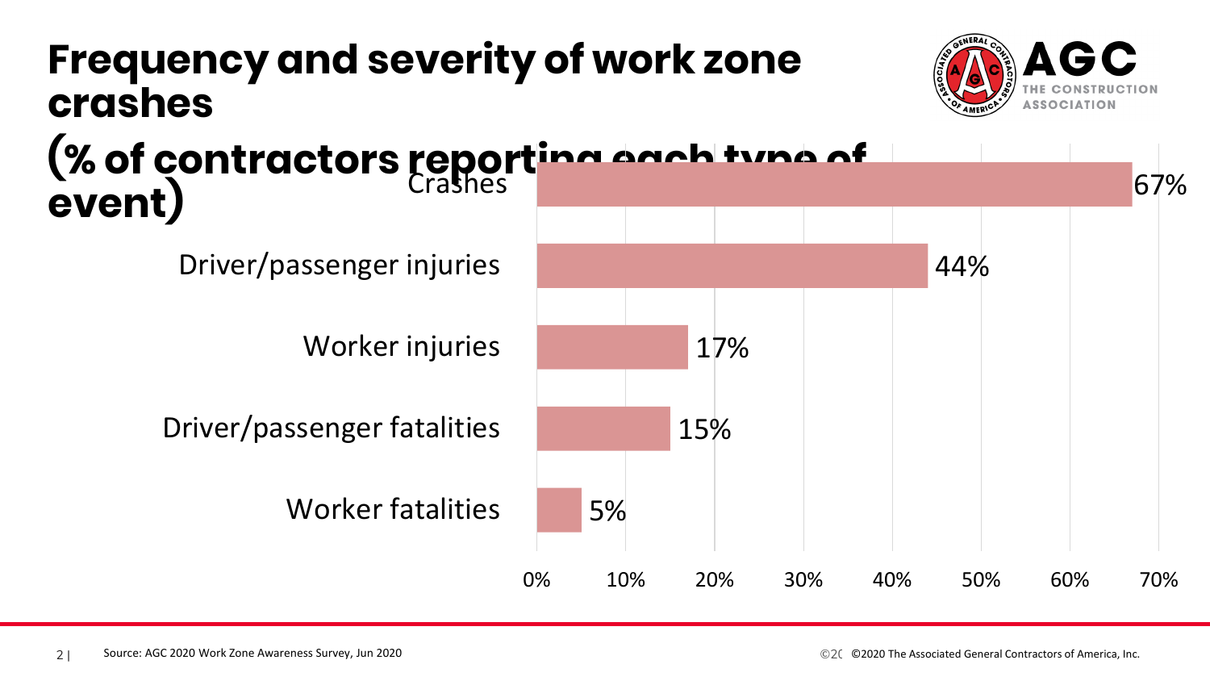# Frequency and severity of work zone crashes

## (% of contractors reporting each type of event)

| Event | % of contractors |
| --- | --- |
| Crashes | 67% |
| Driver/passenger injuries | 44% |
| Worker injuries | 17% |
| Driver/passenger fatalities | 15% |
| Worker fatalities | 5% |

Source: AGC 2020 Work Zone Awareness Survey, Jun 2020

©2020 The Associated General Contractors of America, Inc.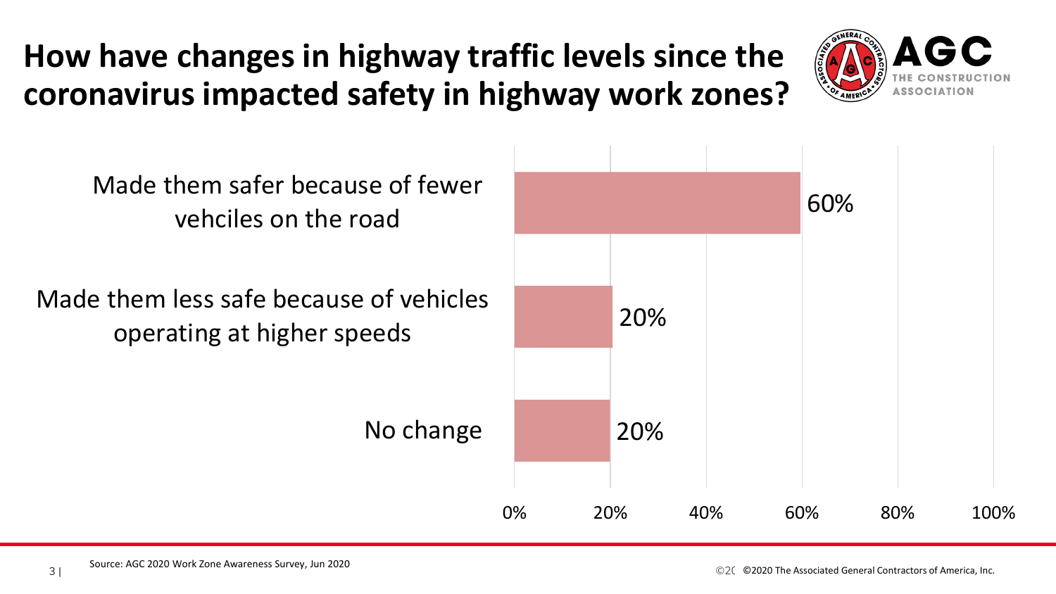# How have changes in highway traffic levels since the coronavirus impacted safety in highway work zones?

| Response | Percentage |
| --- | --- |
| Made them safer because of fewer vehciles on the road | 60% |
| Made them less safe because of vehicles operating at higher speeds | 20% |
| No change | 20% |

Source: AGC 2020 Work Zone Awareness Survey, Jun 2020

©2020 The Associated General Contractors of America, Inc.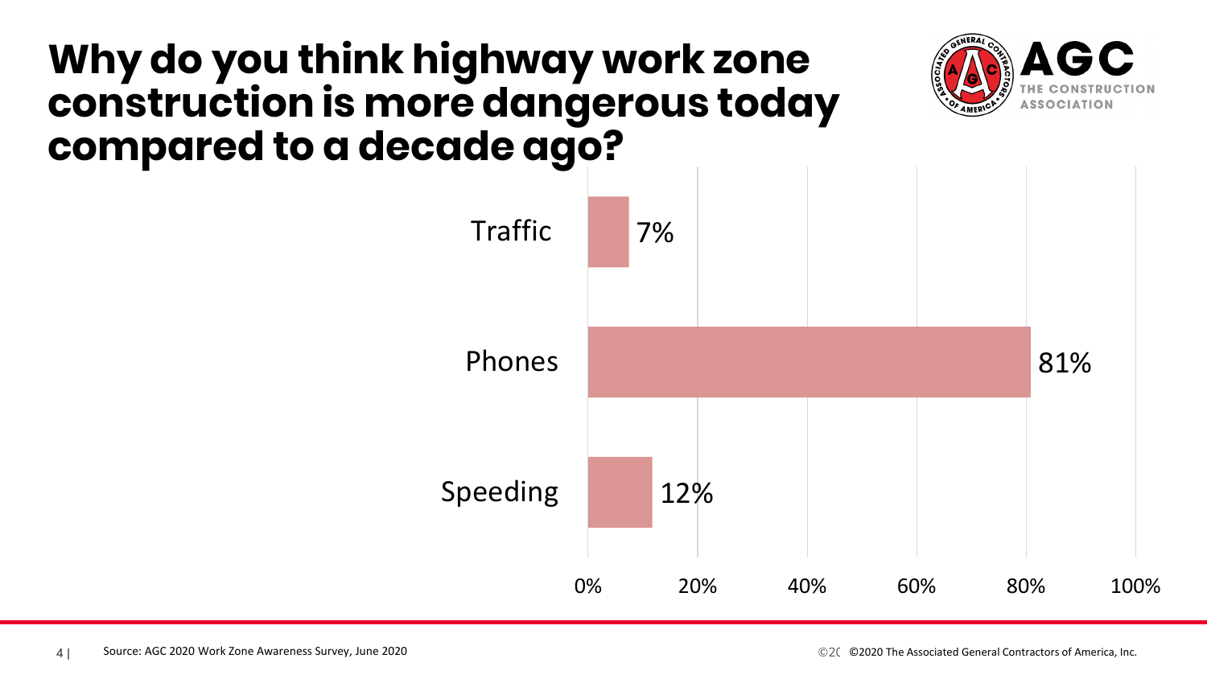# Why do you think highway work zone construction is more dangerous today compared to a decade ago?

| Reason | Percentage |
| --- | --- |
| Traffic | 7% |
| Phones | 81% |
| Speeding | 12% |

Source: AGC 2020 Work Zone Awareness Survey, June 2020

©2020 The Associated General Contractors of America, Inc.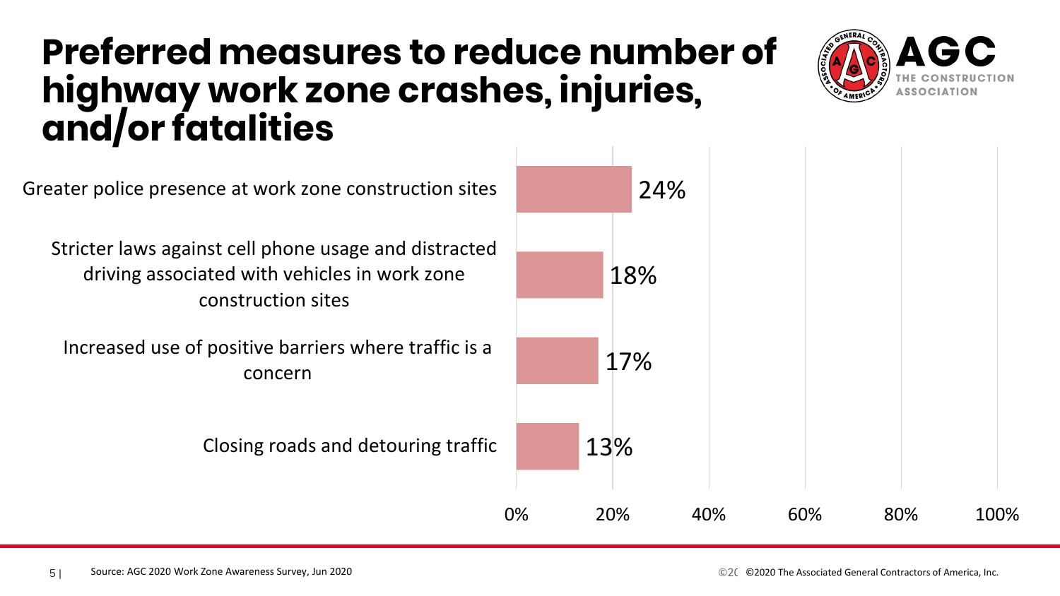# Preferred measures to reduce number of highway work zone crashes, injuries, and/or fatalities

AGC THE CONSTRUCTION ASSOCIATION

Greater police presence at work zone construction sites

24%

Stricter laws against cell phone usage and distracted driving associated with vehicles in work zone construction sites

18%

Increased use of positive barriers where traffic is a concern

17%

Closing roads and detouring traffic

13%

0% 20% 40% 60% 80% 100%

Source: AGC 2020 Work Zone Awareness Survey, Jun 2020

©2020 The Associated General Contractors of America, Inc.